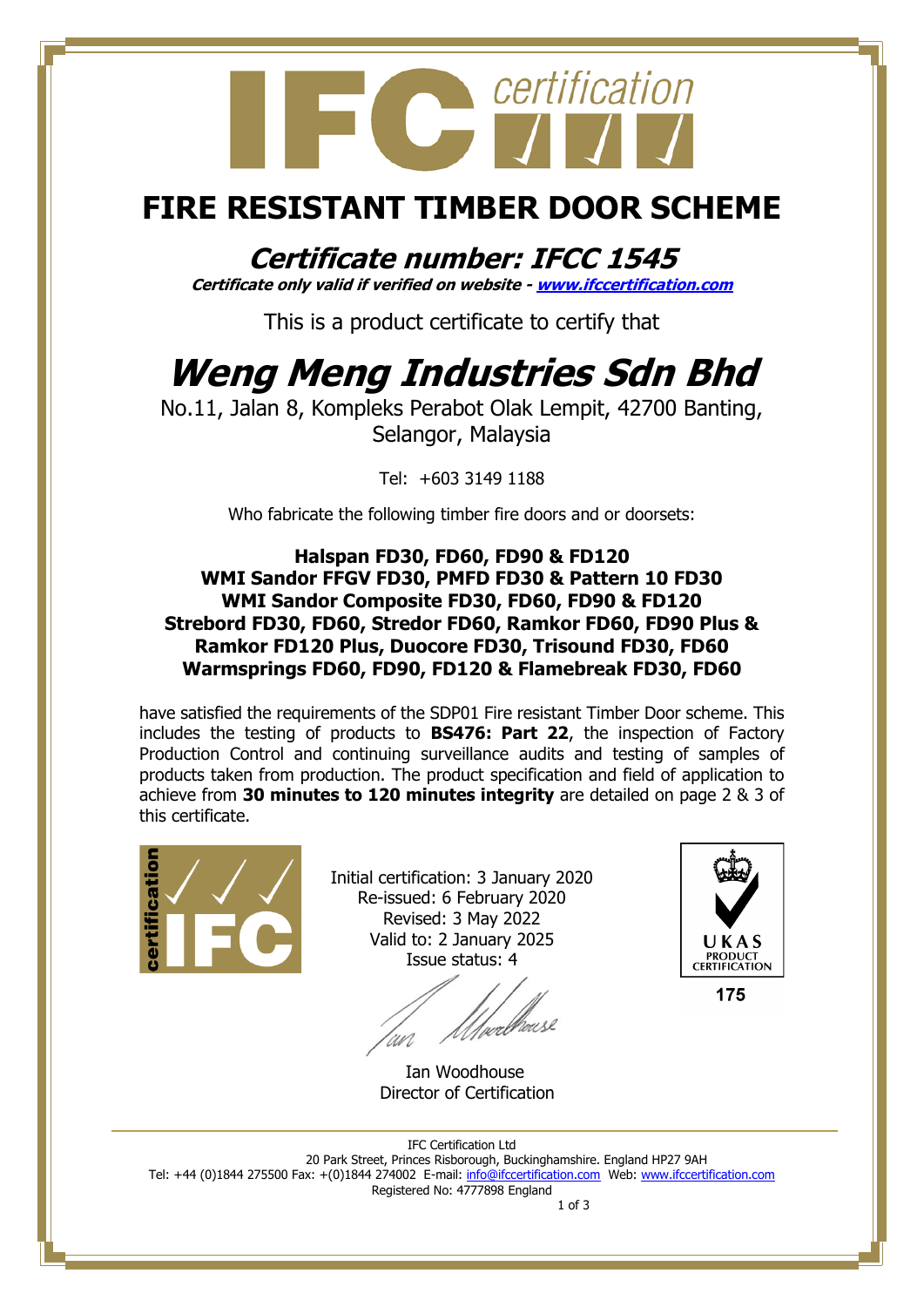# FIRE RESISTANT TIMBER DOOR SCHEME

## Certificate number: IFCC 1545

**Certificate only valid if verified on website - [www.ifccertification.com](http://www.ifccertification.com)**

This is a product certificate to certify that

# Weng Meng Industries Sdn Bhd

No.11, Jalan 8, Kompleks Perabot Olak Lempit, 42700 Banting, Selangor, Malaysia

Tel: +603 3149 1188

Who fabricate the following timber fire doors and or doorsets:

**Halspan FD30, FD60, FD90 & FD120**
**WMI Sandor FFGV FD30, PMFD FD30 & Pattern 10 FD30**
**WMI Sandor Composite FD30, FD60, FD90 & FD120**
**Strebord FD30, FD60, Stredor FD60, Ramkor FD60, FD90 Plus & Ramkor FD120 Plus, Duocore FD30, Trisound FD30, FD60**
**Warmsprings FD60, FD90, FD120 & Flamebreak FD30, FD60**

have satisfied the requirements of the SDP01 Fire resistant Timber Door scheme. This includes the testing of products to **BS476: Part 22**, the inspection of Factory Production Control and continuing surveillance audits and testing of samples of products taken from production. The product specification and field of application to achieve from **30 minutes to 120 minutes integrity** are detailed on page 2 & 3 of this certificate.

Initial certification: 3 January 2020
Re-issued: 6 February 2020
Revised: 3 May 2022
Valid to: 2 January 2025
Issue status: 4

Ian Woodhouse
Director of Certification

UKAS PRODUCT CERTIFICATION 175

IFC Certification Ltd
20 Park Street, Princes Risborough, Buckinghamshire. England HP27 9AH
Tel: +44 (0)1844 275500 Fax: +(0)1844 274002 E-mail: [info@ifccertification.com](mailto:info@ifccertification.com) Web: [www.ifccertification.com](http://www.ifccertification.com)
Registered No: 4777898 England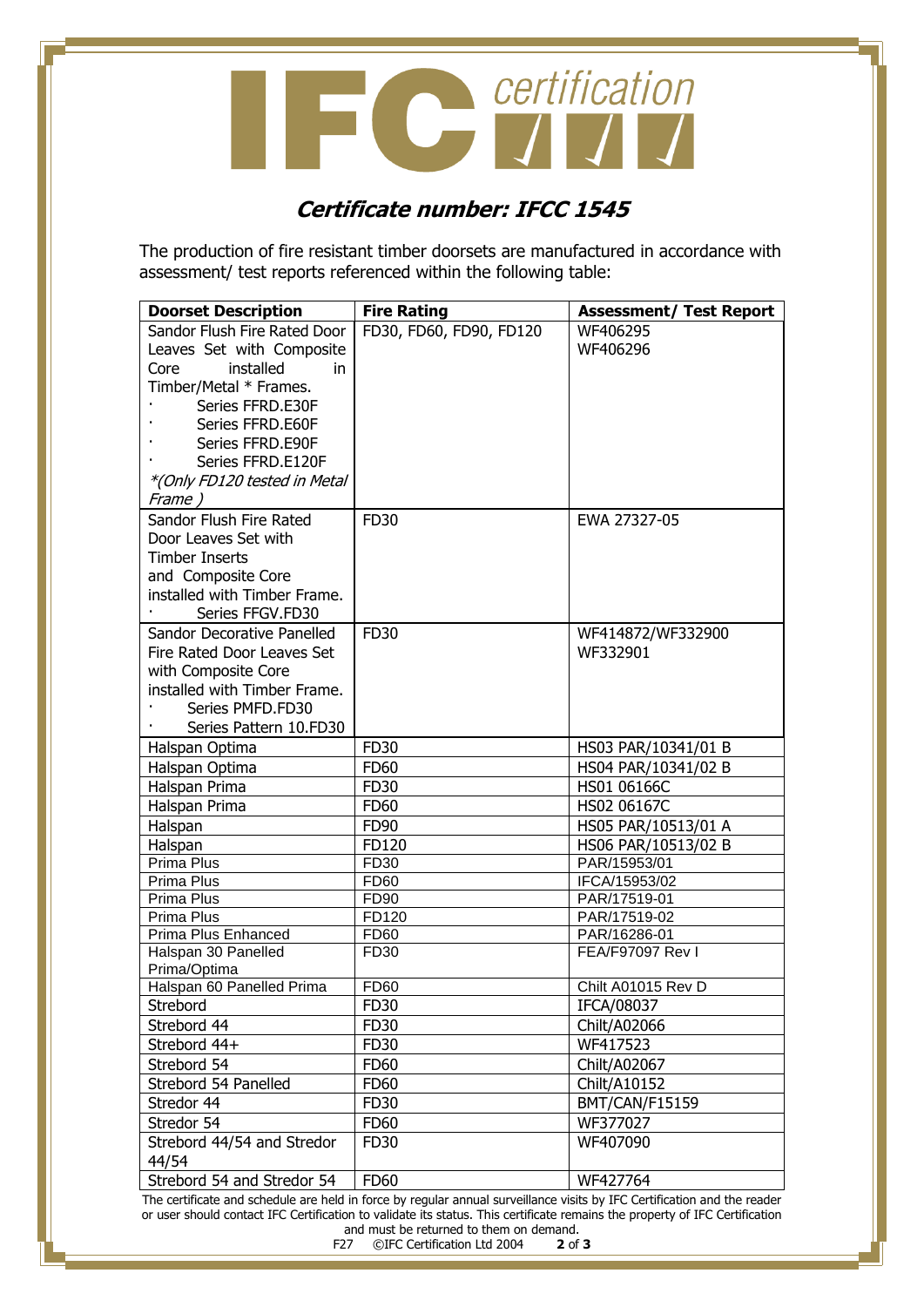IFC certification

## *Certificate number: IFCC 1545*

The production of fire resistant timber doorsets are manufactured in accordance with assessment/ test reports referenced within the following table:

| Doorset Description | Fire Rating | Assessment/ Test Report |
|---|---|---|
| Sandor Flush Fire Rated Door Leaves Set with Composite Core installed in Timber/Metal * Frames. · Series FFRD.E30F · Series FFRD.E60F · Series FFRD.E90F · Series FFRD.E120F *(Only FD120 tested in Metal Frame )* | FD30, FD60, FD90, FD120 | WF406295 WF406296 |
| Sandor Flush Fire Rated Door Leaves Set with Timber Inserts and Composite Core installed with Timber Frame. · Series FFGV.FD30 | FD30 | EWA 27327-05 |
| Sandor Decorative Panelled Fire Rated Door Leaves Set with Composite Core installed with Timber Frame. · Series PMFD.FD30 · Series Pattern 10.FD30 | FD30 | WF414872/WF332900 WF332901 |
| Halspan Optima | FD30 | HS03 PAR/10341/01 B |
| Halspan Optima | FD60 | HS04 PAR/10341/02 B |
| Halspan Prima | FD30 | HS01 06166C |
| Halspan Prima | FD60 | HS02 06167C |
| Halspan | FD90 | HS05 PAR/10513/01 A |
| Halspan | FD120 | HS06 PAR/10513/02 B |
| Prima Plus | FD30 | PAR/15953/01 |
| Prima Plus | FD60 | IFCA/15953/02 |
| Prima Plus | FD90 | PAR/17519-01 |
| Prima Plus | FD120 | PAR/17519-02 |
| Prima Plus Enhanced | FD60 | PAR/16286-01 |
| Halspan 30 Panelled Prima/Optima | FD30 | FEA/F97097 Rev I |
| Halspan 60 Panelled Prima | FD60 | Chilt A01015 Rev D |
| Strebord | FD30 | IFCA/08037 |
| Strebord 44 | FD30 | Chilt/A02066 |
| Strebord 44+ | FD30 | WF417523 |
| Strebord 54 | FD60 | Chilt/A02067 |
| Strebord 54 Panelled | FD60 | Chilt/A10152 |
| Stredor 44 | FD30 | BMT/CAN/F15159 |
| Stredor 54 | FD60 | WF377027 |
| Strebord 44/54 and Stredor 44/54 | FD30 | WF407090 |
| Strebord 54 and Stredor 54 | FD60 | WF427764 |

The certificate and schedule are held in force by regular annual surveillance visits by IFC Certification and the reader or user should contact IFC Certification to validate its status. This certificate remains the property of IFC Certification and must be returned to them on demand.

F27 ©IFC Certification Ltd 2004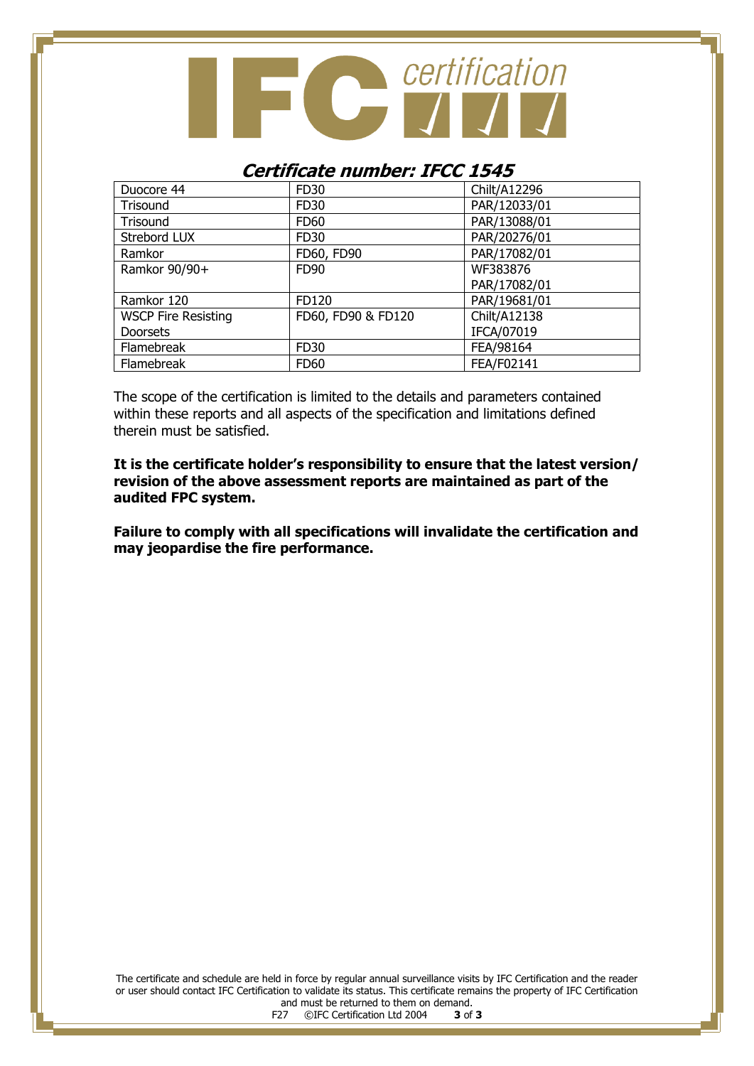## *Certificate number: IFCC 1545*

| | | |
|---|---|---|
| Duocore 44 | FD30 | Chilt/A12296 |
| Trisound | FD30 | PAR/12033/01 |
| Trisound | FD60 | PAR/13088/01 |
| Strebord LUX | FD30 | PAR/20276/01 |
| Ramkor | FD60, FD90 | PAR/17082/01 |
| Ramkor 90/90+ | FD90 | WF383876<br>PAR/17082/01 |
| Ramkor 120 | FD120 | PAR/19681/01 |
| WSCP Fire Resisting Doorsets | FD60, FD90 & FD120 | Chilt/A12138<br>IFCA/07019 |
| Flamebreak | FD30 | FEA/98164 |
| Flamebreak | FD60 | FEA/F02141 |

The scope of the certification is limited to the details and parameters contained within these reports and all aspects of the specification and limitations defined therein must be satisfied.

**It is the certificate holder's responsibility to ensure that the latest version/ revision of the above assessment reports are maintained as part of the audited FPC system.**

**Failure to comply with all specifications will invalidate the certification and may jeopardise the fire performance.**

The certificate and schedule are held in force by regular annual surveillance visits by IFC Certification and the reader or user should contact IFC Certification to validate its status. This certificate remains the property of IFC Certification and must be returned to them on demand.

F27 ©IFC Certification Ltd 2004